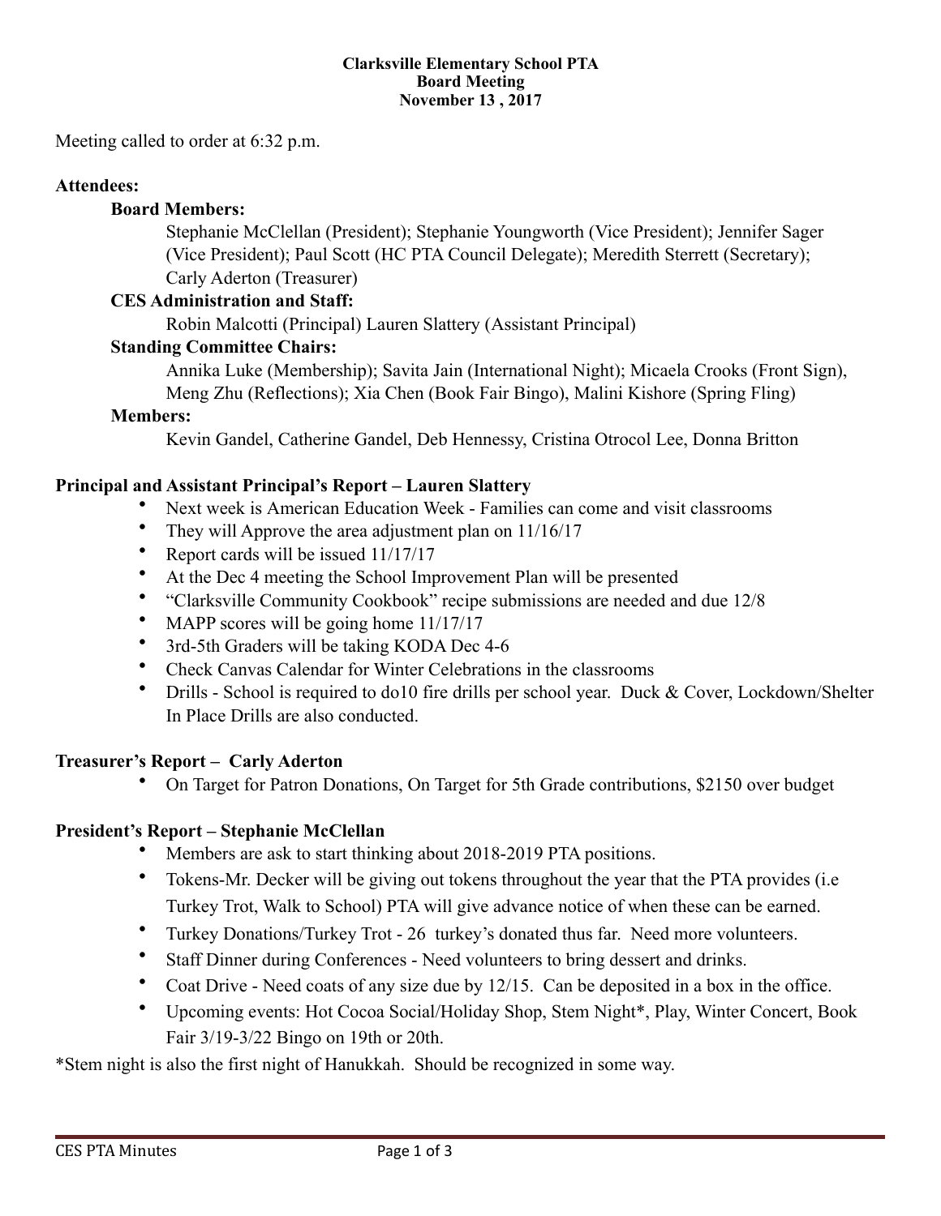**Clarksville Elementary School PTA**
**Board Meeting**
**November 13 , 2017**

Meeting called to order at 6:32 p.m.

**Attendees:**

**Board Members:**

Stephanie McClellan (President); Stephanie Youngworth (Vice President); Jennifer Sager (Vice President); Paul Scott (HC PTA Council Delegate); Meredith Sterrett (Secretary); Carly Aderton (Treasurer)

**CES Administration and Staff:**

Robin Malcotti (Principal) Lauren Slattery (Assistant Principal)

**Standing Committee Chairs:**

Annika Luke (Membership); Savita Jain (International Night); Micaela Crooks (Front Sign), Meng Zhu (Reflections); Xia Chen (Book Fair Bingo), Malini Kishore (Spring Fling)

**Members:**

Kevin Gandel, Catherine Gandel, Deb Hennessy, Cristina Otrocol Lee, Donna Britton

**Principal and Assistant Principal's Report – Lauren Slattery**

- Next week is American Education Week - Families can come and visit classrooms
- They will Approve the area adjustment plan on 11/16/17
- Report cards will be issued 11/17/17
- At the Dec 4 meeting the School Improvement Plan will be presented
- "Clarksville Community Cookbook" recipe submissions are needed and due 12/8
- MAPP scores will be going home 11/17/17
- 3rd-5th Graders will be taking KODA Dec 4-6
- Check Canvas Calendar for Winter Celebrations in the classrooms
- Drills - School is required to do10 fire drills per school year. Duck & Cover, Lockdown/Shelter In Place Drills are also conducted.

**Treasurer's Report – Carly Aderton**

- On Target for Patron Donations, On Target for 5th Grade contributions, $2150 over budget

**President's Report – Stephanie McClellan**

- Members are ask to start thinking about 2018-2019 PTA positions.
- Tokens-Mr. Decker will be giving out tokens throughout the year that the PTA provides (i.e Turkey Trot, Walk to School) PTA will give advance notice of when these can be earned.
- Turkey Donations/Turkey Trot - 26 turkey's donated thus far. Need more volunteers.
- Staff Dinner during Conferences - Need volunteers to bring dessert and drinks.
- Coat Drive - Need coats of any size due by 12/15. Can be deposited in a box in the office.
- Upcoming events: Hot Cocoa Social/Holiday Shop, Stem Night*, Play, Winter Concert, Book Fair 3/19-3/22 Bingo on 19th or 20th.

*Stem night is also the first night of Hanukkah. Should be recognized in some way.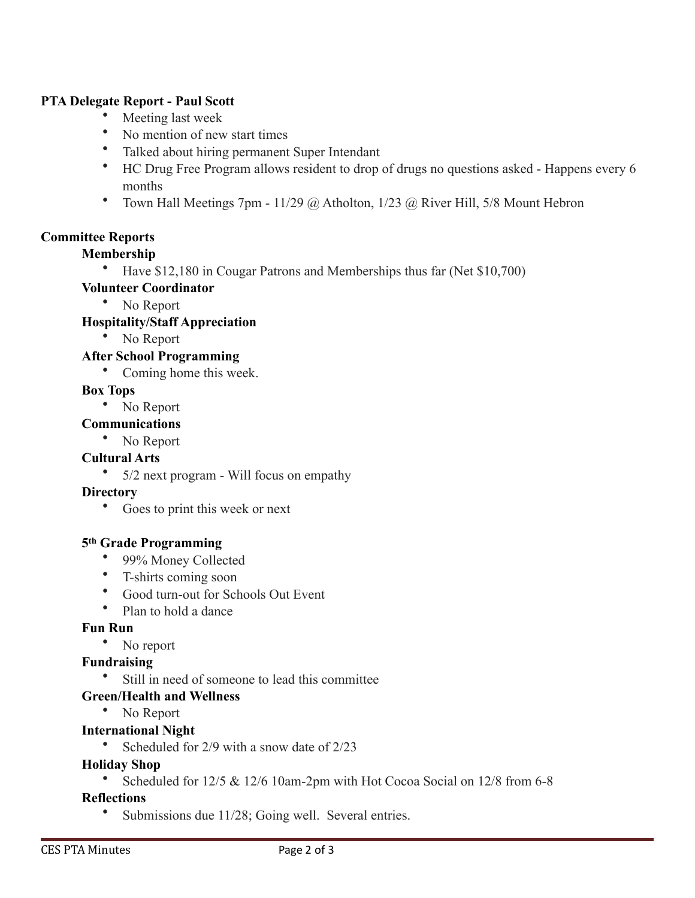**PTA Delegate Report - Paul Scott**

- Meeting last week
- No mention of new start times
- Talked about hiring permanent Super Intendant
- HC Drug Free Program allows resident to drop of drugs no questions asked - Happens every 6 months
- Town Hall Meetings 7pm - 11/29 @ Atholton, 1/23 @ River Hill, 5/8 Mount Hebron

**Committee Reports**

**Membership**

- Have $12,180 in Cougar Patrons and Memberships thus far (Net $10,700)

**Volunteer Coordinator**

- No Report

**Hospitality/Staff Appreciation**

- No Report

**After School Programming**

- Coming home this week.

**Box Tops**

- No Report

**Communications**

- No Report

**Cultural Arts**

- 5/2 next program - Will focus on empathy

**Directory**

- Goes to print this week or next

**5th Grade Programming**

- 99% Money Collected
- T-shirts coming soon
- Good turn-out for Schools Out Event
- Plan to hold a dance

**Fun Run**

- No report

**Fundraising**

- Still in need of someone to lead this committee

**Green/Health and Wellness**

- No Report

**International Night**

- Scheduled for 2/9 with a snow date of 2/23

**Holiday Shop**

- Scheduled for 12/5 & 12/6 10am-2pm with Hot Cocoa Social on 12/8 from 6-8

**Reflections**

- Submissions due 11/28; Going well. Several entries.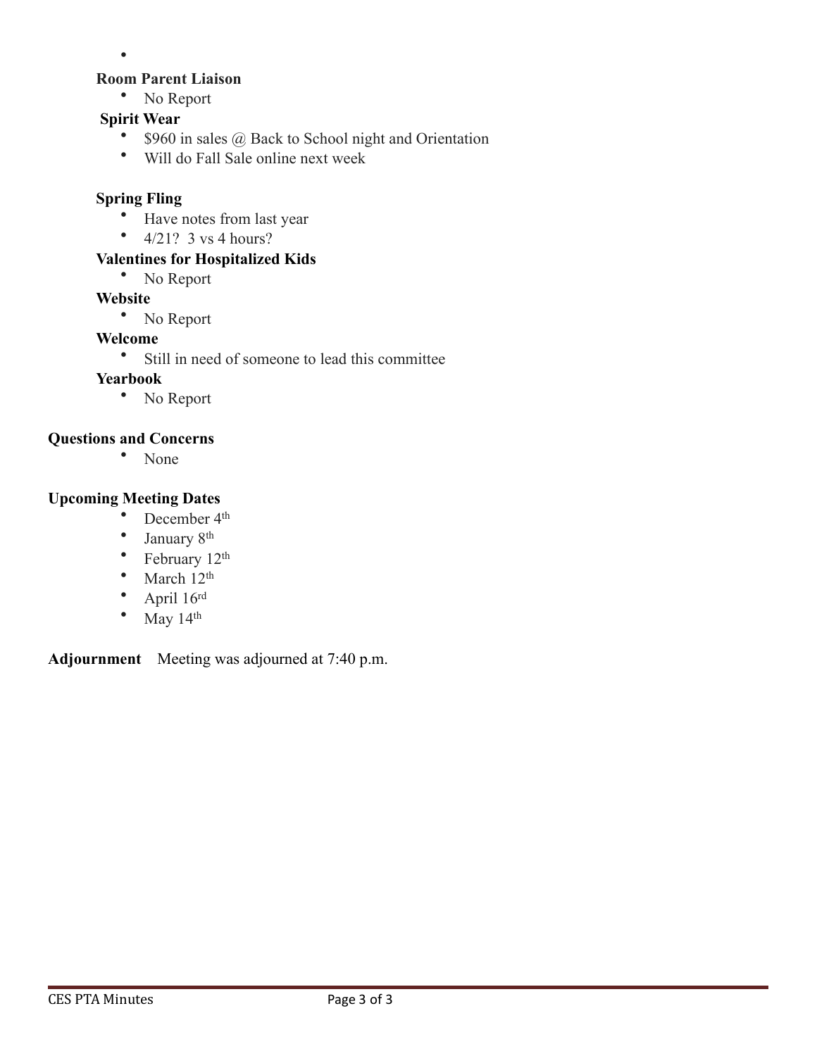- 

**Room Parent Liaison**

- No Report

**Spirit Wear**

- $960 in sales @ Back to School night and Orientation
- Will do Fall Sale online next week

**Spring Fling**

- Have notes from last year
- 4/21? 3 vs 4 hours?

**Valentines for Hospitalized Kids**

- No Report

**Website**

- No Report

**Welcome**

- Still in need of someone to lead this committee

**Yearbook**

- No Report

**Questions and Concerns**

- None

**Upcoming Meeting Dates**

- December 4th
- January 8th
- February 12th
- March 12th
- April 16rd
- May 14th

**Adjournment** Meeting was adjourned at 7:40 p.m.